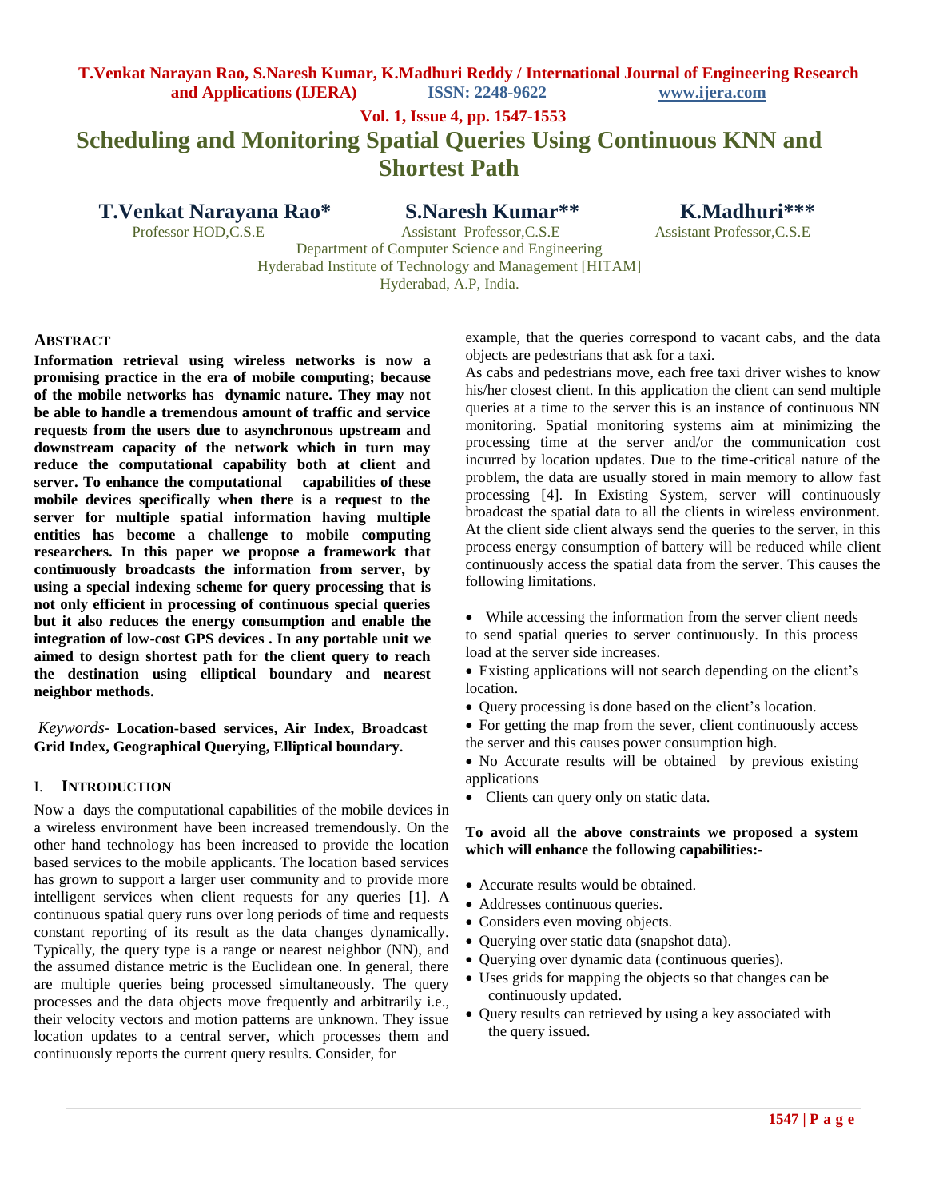# Scheduling and Monitoring Spatial Queries Using Continuous KNN and Shortest Path

**T.Venkat Narayana Rao*** Professor HOD,C.S.E

**S.Naresh Kumar**** Assistant Professor,C.S.E

**K.Madhuri***** Assistant Professor,C.S.E

Department of Computer Science and Engineering
Hyderabad Institute of Technology and Management [HITAM]
Hyderabad, A.P, India.

## ABSTRACT

**Information retrieval using wireless networks is now a promising practice in the era of mobile computing; because of the mobile networks has dynamic nature. They may not be able to handle a tremendous amount of traffic and service requests from the users due to asynchronous upstream and downstream capacity of the network which in turn may reduce the computational capability both at client and server. To enhance the computational capabilities of these mobile devices specifically when there is a request to the server for multiple spatial information having multiple entities has become a challenge to mobile computing researchers. In this paper we propose a framework that continuously broadcasts the information from server, by using a special indexing scheme for query processing that is not only efficient in processing of continuous special queries but it also reduces the energy consumption and enable the integration of low-cost GPS devices . In any portable unit we aimed to design shortest path for the client query to reach the destination using elliptical boundary and nearest neighbor methods.**

*Keywords*- **Location-based services, Air Index, Broadcast Grid Index, Geographical Querying, Elliptical boundary.**

## I. INTRODUCTION

Now a days the computational capabilities of the mobile devices in a wireless environment have been increased tremendously. On the other hand technology has been increased to provide the location based services to the mobile applicants. The location based services has grown to support a larger user community and to provide more intelligent services when client requests for any queries [1]. A continuous spatial query runs over long periods of time and requests constant reporting of its result as the data changes dynamically. Typically, the query type is a range or nearest neighbor (NN), and the assumed distance metric is the Euclidean one. In general, there are multiple queries being processed simultaneously. The query processes and the data objects move frequently and arbitrarily i.e., their velocity vectors and motion patterns are unknown. They issue location updates to a central server, which processes them and continuously reports the current query results. Consider, for example, that the queries correspond to vacant cabs, and the data objects are pedestrians that ask for a taxi.

As cabs and pedestrians move, each free taxi driver wishes to know his/her closest client. In this application the client can send multiple queries at a time to the server this is an instance of continuous NN monitoring. Spatial monitoring systems aim at minimizing the processing time at the server and/or the communication cost incurred by location updates. Due to the time-critical nature of the problem, the data are usually stored in main memory to allow fast processing [4]. In Existing System, server will continuously broadcast the spatial data to all the clients in wireless environment. At the client side client always send the queries to the server, in this process energy consumption of battery will be reduced while client continuously access the spatial data from the server. This causes the following limitations.

- While accessing the information from the server client needs to send spatial queries to server continuously. In this process load at the server side increases.
- Existing applications will not search depending on the client's location.
- Query processing is done based on the client's location.
- For getting the map from the sever, client continuously access the server and this causes power consumption high.
- No Accurate results will be obtained by previous existing applications
- Clients can query only on static data.

**To avoid all the above constraints we proposed a system which will enhance the following capabilities:-**

- Accurate results would be obtained.
- Addresses continuous queries.
- Considers even moving objects.
- Querying over static data (snapshot data).
- Querying over dynamic data (continuous queries).
- Uses grids for mapping the objects so that changes can be continuously updated.
- Query results can retrieved by using a key associated with the query issued.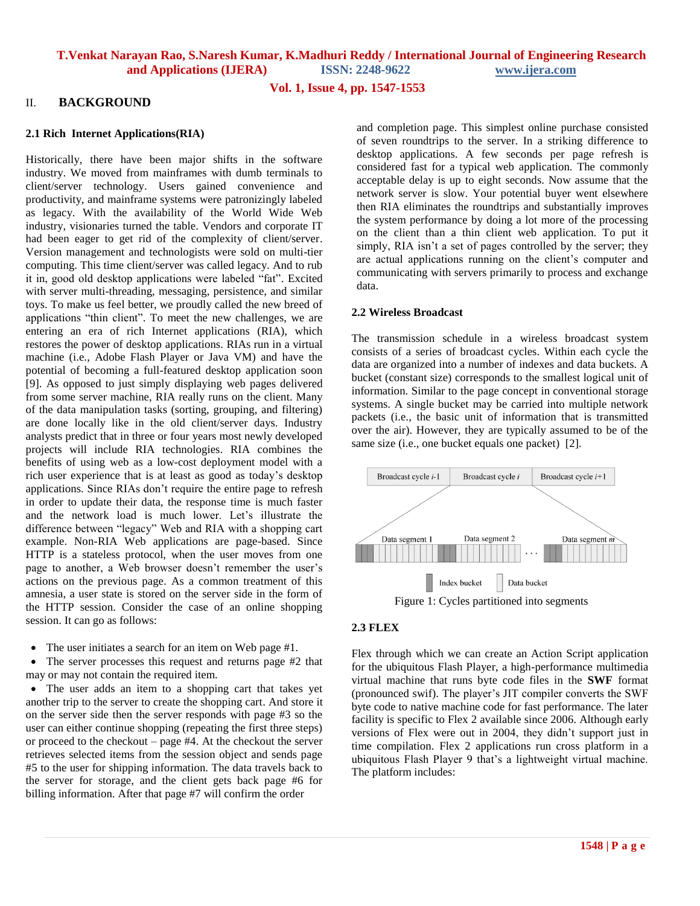## II. BACKGROUND

### 2.1 Rich Internet Applications(RIA)

Historically, there have been major shifts in the software industry. We moved from mainframes with dumb terminals to client/server technology. Users gained convenience and productivity, and mainframe systems were patronizingly labeled as legacy. With the availability of the World Wide Web industry, visionaries turned the table. Vendors and corporate IT had been eager to get rid of the complexity of client/server. Version management and technologists were sold on multi-tier computing. This time client/server was called legacy. And to rub it in, good old desktop applications were labeled "fat". Excited with server multi-threading, messaging, persistence, and similar toys. To make us feel better, we proudly called the new breed of applications "thin client". To meet the new challenges, we are entering an era of rich Internet applications (RIA), which restores the power of desktop applications. RIAs run in a virtual machine (i.e., Adobe Flash Player or Java VM) and have the potential of becoming a full-featured desktop application soon [9]. As opposed to just simply displaying web pages delivered from some server machine, RIA really runs on the client. Many of the data manipulation tasks (sorting, grouping, and filtering) are done locally like in the old client/server days. Industry analysts predict that in three or four years most newly developed projects will include RIA technologies. RIA combines the benefits of using web as a low-cost deployment model with a rich user experience that is at least as good as today's desktop applications. Since RIAs don't require the entire page to refresh in order to update their data, the response time is much faster and the network load is much lower. Let's illustrate the difference between "legacy" Web and RIA with a shopping cart example. Non-RIA Web applications are page-based. Since HTTP is a stateless protocol, when the user moves from one page to another, a Web browser doesn't remember the user's actions on the previous page. As a common treatment of this amnesia, a user state is stored on the server side in the form of the HTTP session. Consider the case of an online shopping session. It can go as follows:

- The user initiates a search for an item on Web page #1.
- The server processes this request and returns page #2 that may or may not contain the required item.
- The user adds an item to a shopping cart that takes yet another trip to the server to create the shopping cart. And store it on the server side then the server responds with page #3 so the user can either continue shopping (repeating the first three steps) or proceed to the checkout – page #4. At the checkout the server retrieves selected items from the session object and sends page #5 to the user for shipping information. The data travels back to the server for storage, and the client gets back page #6 for billing information. After that page #7 will confirm the order and completion page. This simplest online purchase consisted of seven roundtrips to the server. In a striking difference to desktop applications. A few seconds per page refresh is considered fast for a typical web application. The commonly acceptable delay is up to eight seconds. Now assume that the network server is slow. Your potential buyer went elsewhere then RIA eliminates the roundtrips and substantially improves the system performance by doing a lot more of the processing on the client than a thin client web application. To put it simply, RIA isn't a set of pages controlled by the server; they are actual applications running on the client's computer and communicating with servers primarily to process and exchange data.

### 2.2 Wireless Broadcast

The transmission schedule in a wireless broadcast system consists of a series of broadcast cycles. Within each cycle the data are organized into a number of indexes and data buckets. A bucket (constant size) corresponds to the smallest logical unit of information. Similar to the page concept in conventional storage systems. A single bucket may be carried into multiple network packets (i.e., the basic unit of information that is transmitted over the air). However, they are typically assumed to be of the same size (i.e., one bucket equals one packet) [2].

Broadcast cycle $i$-1
Broadcast cycle $i$
Broadcast cycle $i$+1
Data segment 1
Data segment 2
Data segment $m$
Index bucket
Data bucket

Figure 1: Cycles partitioned into segments

### 2.3 FLEX

Flex through which we can create an Action Script application for the ubiquitous Flash Player, a high-performance multimedia virtual machine that runs byte code files in the **SWF** format (pronounced swif). The player's JIT compiler converts the SWF byte code to native machine code for fast performance. The later facility is specific to Flex 2 available since 2006. Although early versions of Flex were out in 2004, they didn't support just in time compilation. Flex 2 applications run cross platform in a ubiquitous Flash Player 9 that's a lightweight virtual machine. The platform includes: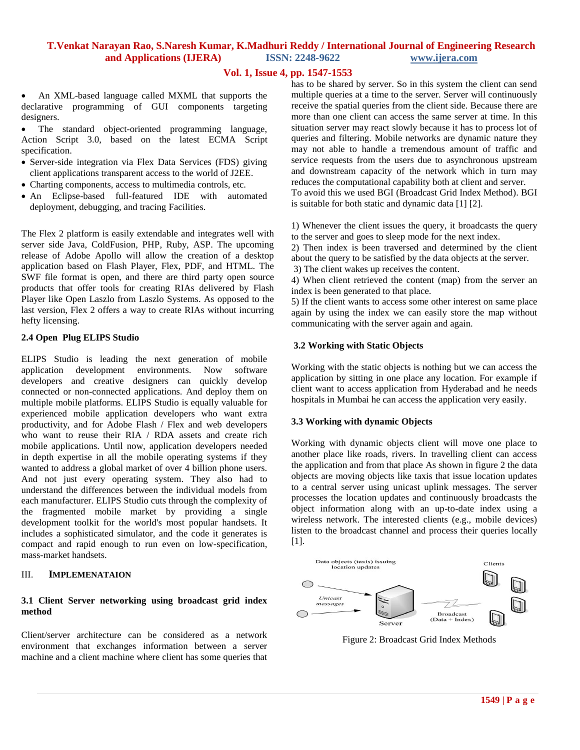- An XML-based language called MXML that supports the declarative programming of GUI components targeting designers.
- The standard object-oriented programming language, Action Script 3.0, based on the latest ECMA Script specification.
- Server-side integration via Flex Data Services (FDS) giving client applications transparent access to the world of J2EE.
- Charting components, access to multimedia controls, etc.
- An Eclipse-based full-featured IDE with automated deployment, debugging, and tracing Facilities.

The Flex 2 platform is easily extendable and integrates well with server side Java, ColdFusion, PHP, Ruby, ASP. The upcoming release of Adobe Apollo will allow the creation of a desktop application based on Flash Player, Flex, PDF, and HTML. The SWF file format is open, and there are third party open source products that offer tools for creating RIAs delivered by Flash Player like Open Laszlo from Laszlo Systems. As opposed to the last version, Flex 2 offers a way to create RIAs without incurring hefty licensing.

### 2.4 Open Plug ELIPS Studio

ELIPS Studio is leading the next generation of mobile application development environments. Now software developers and creative designers can quickly develop connected or non-connected applications. And deploy them on multiple mobile platforms. ELIPS Studio is equally valuable for experienced mobile application developers who want extra productivity, and for Adobe Flash / Flex and web developers who want to reuse their RIA / RDA assets and create rich mobile applications. Until now, application developers needed in depth expertise in all the mobile operating systems if they wanted to address a global market of over 4 billion phone users. And not just every operating system. They also had to understand the differences between the individual models from each manufacturer. ELIPS Studio cuts through the complexity of the fragmented mobile market by providing a single development toolkit for the world's most popular handsets. It includes a sophisticated simulator, and the code it generates is compact and rapid enough to run even on low-specification, mass-market handsets.

## III. IMPLEMENATAION

### 3.1 Client Server networking using broadcast grid index method

Client/server architecture can be considered as a network environment that exchanges information between a server machine and a client machine where client has some queries that has to be shared by server. So in this system the client can send multiple queries at a time to the server. Server will continuously receive the spatial queries from the client side. Because there are more than one client can access the same server at time. In this situation server may react slowly because it has to process lot of queries and filtering. Mobile networks are dynamic nature they may not able to handle a tremendous amount of traffic and service requests from the users due to asynchronous upstream and downstream capacity of the network which in turn may reduces the computational capability both at client and server.
To avoid this we used BGI (Broadcast Grid Index Method). BGI is suitable for both static and dynamic data [1] [2].

1) Whenever the client issues the query, it broadcasts the query to the server and goes to sleep mode for the next index.
2) Then index is been traversed and determined by the client about the query to be satisfied by the data objects at the server.
3) The client wakes up receives the content.
4) When client retrieved the content (map) from the server an index is been generated to that place.
5) If the client wants to access some other interest on same place again by using the index we can easily store the map without communicating with the server again and again.

### 3.2 Working with Static Objects

Working with the static objects is nothing but we can access the application by sitting in one place any location. For example if client want to access application from Hyderabad and he needs hospitals in Mumbai he can access the application very easily.

### 3.3 Working with dynamic Objects

Working with dynamic objects client will move one place to another place like roads, rivers. In travelling client can access the application and from that place As shown in figure 2 the data objects are moving objects like taxis that issue location updates to a central server using unicast uplink messages. The server processes the location updates and continuously broadcasts the object information along with an up-to-date index using a wireless network. The interested clients (e.g., mobile devices) listen to the broadcast channel and process their queries locally [1].

Figure 2: Broadcast Grid Index Methods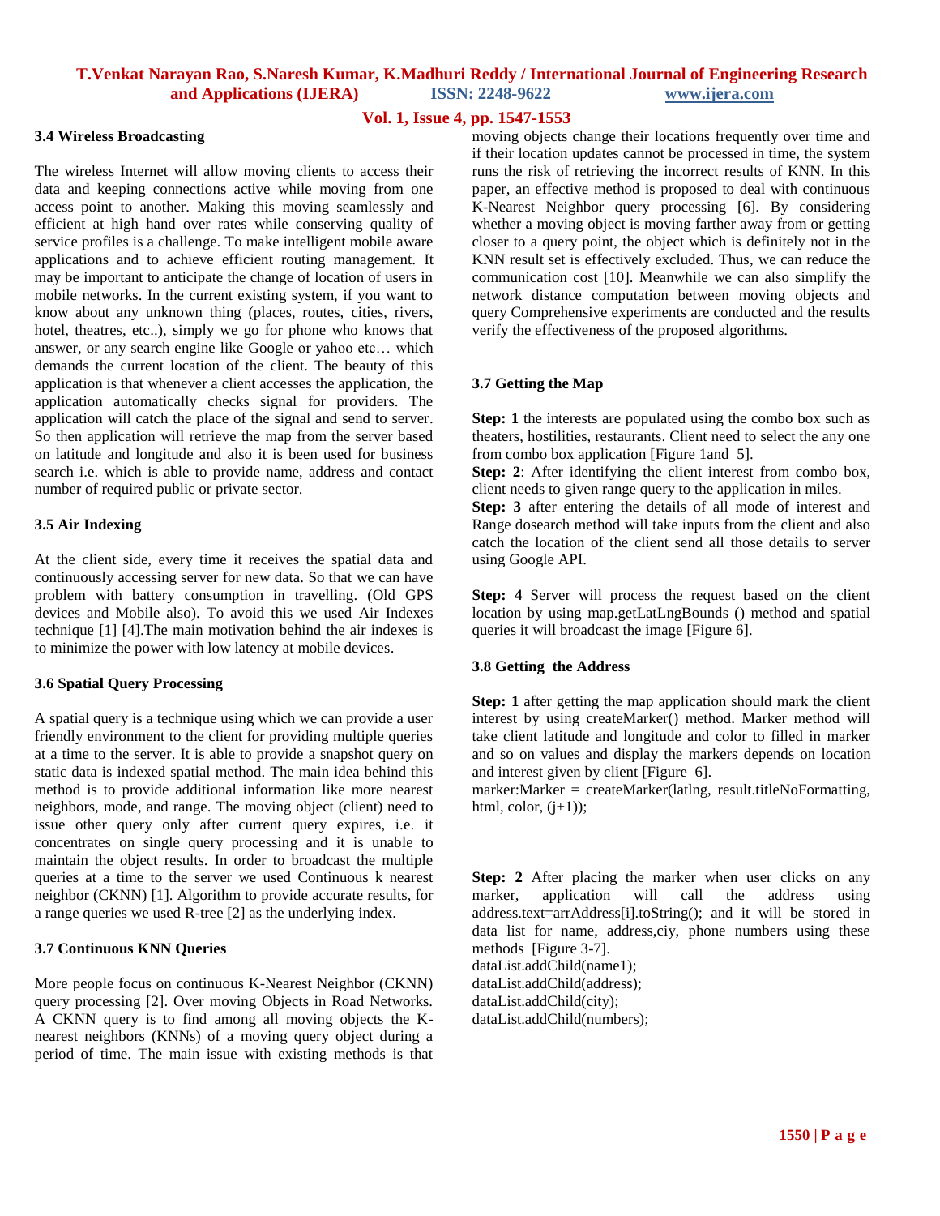### 3.4 Wireless Broadcasting

The wireless Internet will allow moving clients to access their data and keeping connections active while moving from one access point to another. Making this moving seamlessly and efficient at high hand over rates while conserving quality of service profiles is a challenge. To make intelligent mobile aware applications and to achieve efficient routing management. It may be important to anticipate the change of location of users in mobile networks. In the current existing system, if you want to know about any unknown thing (places, routes, cities, rivers, hotel, theatres, etc..), simply we go for phone who knows that answer, or any search engine like Google or yahoo etc… which demands the current location of the client. The beauty of this application is that whenever a client accesses the application, the application automatically checks signal for providers. The application will catch the place of the signal and send to server. So then application will retrieve the map from the server based on latitude and longitude and also it is been used for business search i.e. which is able to provide name, address and contact number of required public or private sector.

### 3.5 Air Indexing

At the client side, every time it receives the spatial data and continuously accessing server for new data. So that we can have problem with battery consumption in travelling. (Old GPS devices and Mobile also). To avoid this we used Air Indexes technique [1] [4].The main motivation behind the air indexes is to minimize the power with low latency at mobile devices.

### 3.6 Spatial Query Processing

A spatial query is a technique using which we can provide a user friendly environment to the client for providing multiple queries at a time to the server. It is able to provide a snapshot query on static data is indexed spatial method. The main idea behind this method is to provide additional information like more nearest neighbors, mode, and range. The moving object (client) need to issue other query only after current query expires, i.e. it concentrates on single query processing and it is unable to maintain the object results. In order to broadcast the multiple queries at a time to the server we used Continuous k nearest neighbor (CKNN) [1]. Algorithm to provide accurate results, for a range queries we used R-tree [2] as the underlying index.

### 3.7 Continuous KNN Queries

More people focus on continuous K-Nearest Neighbor (CKNN) query processing [2]. Over moving Objects in Road Networks. A CKNN query is to find among all moving objects the K-nearest neighbors (KNNs) of a moving query object during a period of time. The main issue with existing methods is that moving objects change their locations frequently over time and if their location updates cannot be processed in time, the system runs the risk of retrieving the incorrect results of KNN. In this paper, an effective method is proposed to deal with continuous K-Nearest Neighbor query processing [6]. By considering whether a moving object is moving farther away from or getting closer to a query point, the object which is definitely not in the KNN result set is effectively excluded. Thus, we can reduce the communication cost [10]. Meanwhile we can also simplify the network distance computation between moving objects and query Comprehensive experiments are conducted and the results verify the effectiveness of the proposed algorithms.

### 3.7 Getting the Map

**Step: 1** the interests are populated using the combo box such as theaters, hostilities, restaurants. Client need to select the any one from combo box application [Figure 1and 5].

**Step: 2**: After identifying the client interest from combo box, client needs to given range query to the application in miles.

**Step: 3** after entering the details of all mode of interest and Range dosearch method will take inputs from the client and also catch the location of the client send all those details to server using Google API.

**Step: 4** Server will process the request based on the client location by using map.getLatLngBounds () method and spatial queries it will broadcast the image [Figure 6].

### 3.8 Getting the Address

**Step: 1** after getting the map application should mark the client interest by using createMarker() method. Marker method will take client latitude and longitude and color to filled in marker and so on values and display the markers depends on location and interest given by client [Figure 6].

marker:Marker = createMarker(latlng, result.titleNoFormatting, html, color, (j+1));

**Step: 2** After placing the marker when user clicks on any marker, application will call the address using address.text=arrAddress[i].toString(); and it will be stored in data list for name, address,ciy, phone numbers using these methods [Figure 3-7].

```
dataList.addChild(name1);
dataList.addChild(address);
dataList.addChild(city);
dataList.addChild(numbers);
```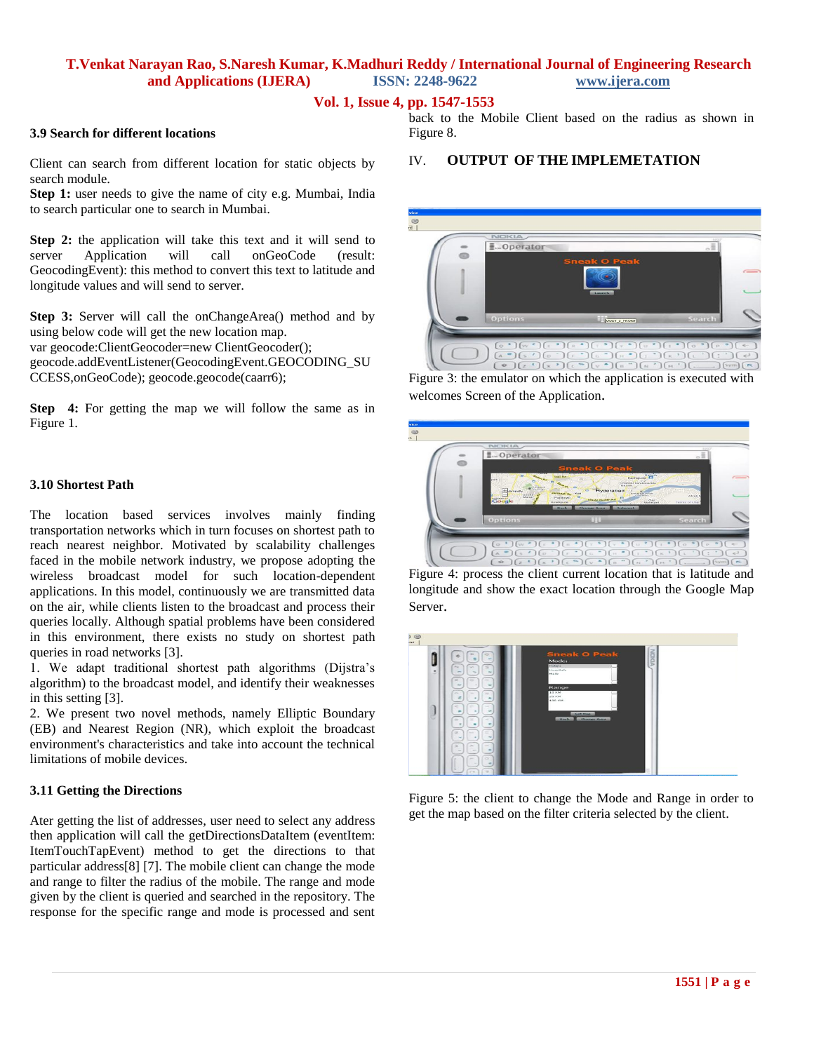### 3.9 Search for different locations

Client can search from different location for static objects by search module.

**Step 1:** user needs to give the name of city e.g. Mumbai, India to search particular one to search in Mumbai.

**Step 2:** the application will take this text and it will send to server Application will call onGeoCode (result: GeocodingEvent): this method to convert this text to latitude and longitude values and will send to server.

**Step 3:** Server will call the onChangeArea() method and by using below code will get the new location map.

var geocode:ClientGeocoder=new ClientGeocoder();
geocode.addEventListener(GeocodingEvent.GEOCODING_SUCCESS,onGeoCode); geocode.geocode(caarr6);

**Step 4:** For getting the map we will follow the same as in Figure 1.

### 3.10 Shortest Path

The location based services involves mainly finding transportation networks which in turn focuses on shortest path to reach nearest neighbor. Motivated by scalability challenges faced in the mobile network industry, we propose adopting the wireless broadcast model for such location-dependent applications. In this model, continuously we are transmitted data on the air, while clients listen to the broadcast and process their queries locally. Although spatial problems have been considered in this environment, there exists no study on shortest path queries in road networks [3].

1. We adapt traditional shortest path algorithms (Dijstra's algorithm) to the broadcast model, and identify their weaknesses in this setting [3].
2. We present two novel methods, namely Elliptic Boundary (EB) and Nearest Region (NR), which exploit the broadcast environment's characteristics and take into account the technical limitations of mobile devices.

### 3.11 Getting the Directions

Ater getting the list of addresses, user need to select any address then application will call the getDirectionsDataItem (eventItem: ItemTouchTapEvent) method to get the directions to that particular address[8] [7]. The mobile client can change the mode and range to filter the radius of the mobile. The range and mode given by the client is queried and searched in the repository. The response for the specific range and mode is processed and sent back to the Mobile Client based on the radius as shown in Figure 8.

## IV. OUTPUT OF THE IMPLEMETATION

Figure 3: the emulator on which the application is executed with welcomes Screen of the Application.

Figure 4: process the client current location that is latitude and longitude and show the exact location through the Google Map Server.

Figure 5: the client to change the Mode and Range in order to get the map based on the filter criteria selected by the client.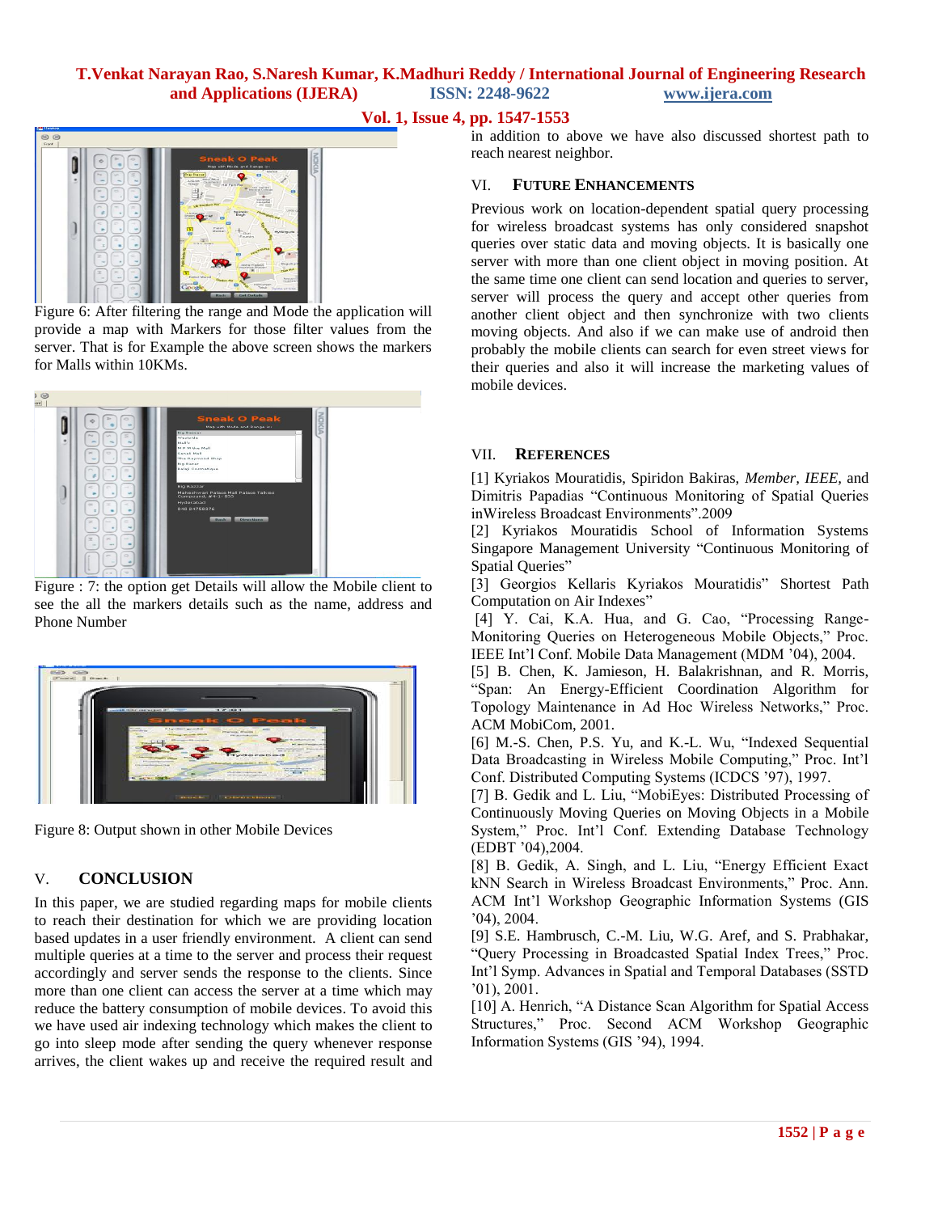Figure 6: After filtering the range and Mode the application will provide a map with Markers for those filter values from the server. That is for Example the above screen shows the markers for Malls within 10KMs.

Figure : 7: the option get Details will allow the Mobile client to see the all the markers details such as the name, address and Phone Number

Figure 8: Output shown in other Mobile Devices

## V. CONCLUSION

In this paper, we are studied regarding maps for mobile clients to reach their destination for which we are providing location based updates in a user friendly environment. A client can send multiple queries at a time to the server and process their request accordingly and server sends the response to the clients. Since more than one client can access the server at a time which may reduce the battery consumption of mobile devices. To avoid this we have used air indexing technology which makes the client to go into sleep mode after sending the query whenever response arrives, the client wakes up and receive the required result and in addition to above we have also discussed shortest path to reach nearest neighbor.

## VI. FUTURE ENHANCEMENTS

Previous work on location-dependent spatial query processing for wireless broadcast systems has only considered snapshot queries over static data and moving objects. It is basically one server with more than one client object in moving position. At the same time one client can send location and queries to server, server will process the query and accept other queries from another client object and then synchronize with two clients moving objects. And also if we can make use of android then probably the mobile clients can search for even street views for their queries and also it will increase the marketing values of mobile devices.

## VII. REFERENCES

[1] Kyriakos Mouratidis, Spiridon Bakiras, *Member, IEEE,* and Dimitris Papadias "Continuous Monitoring of Spatial Queries inWireless Broadcast Environments".2009

[2] Kyriakos Mouratidis School of Information Systems Singapore Management University "Continuous Monitoring of Spatial Queries"

[3] Georgios Kellaris Kyriakos Mouratidis" Shortest Path Computation on Air Indexes"

[4] Y. Cai, K.A. Hua, and G. Cao, "Processing Range-Monitoring Queries on Heterogeneous Mobile Objects," Proc. IEEE Int'l Conf. Mobile Data Management (MDM '04), 2004.

[5] B. Chen, K. Jamieson, H. Balakrishnan, and R. Morris, "Span: An Energy-Efficient Coordination Algorithm for Topology Maintenance in Ad Hoc Wireless Networks," Proc. ACM MobiCom, 2001.

[6] M.-S. Chen, P.S. Yu, and K.-L. Wu, "Indexed Sequential Data Broadcasting in Wireless Mobile Computing," Proc. Int'l Conf. Distributed Computing Systems (ICDCS '97), 1997.

[7] B. Gedik and L. Liu, "MobiEyes: Distributed Processing of Continuously Moving Queries on Moving Objects in a Mobile System," Proc. Int'l Conf. Extending Database Technology (EDBT '04),2004.

[8] B. Gedik, A. Singh, and L. Liu, "Energy Efficient Exact kNN Search in Wireless Broadcast Environments," Proc. Ann. ACM Int'l Workshop Geographic Information Systems (GIS '04), 2004.

[9] S.E. Hambrusch, C.-M. Liu, W.G. Aref, and S. Prabhakar, "Query Processing in Broadcasted Spatial Index Trees," Proc. Int'l Symp. Advances in Spatial and Temporal Databases (SSTD '01), 2001.

[10] A. Henrich, "A Distance Scan Algorithm for Spatial Access Structures," Proc. Second ACM Workshop Geographic Information Systems (GIS '94), 1994.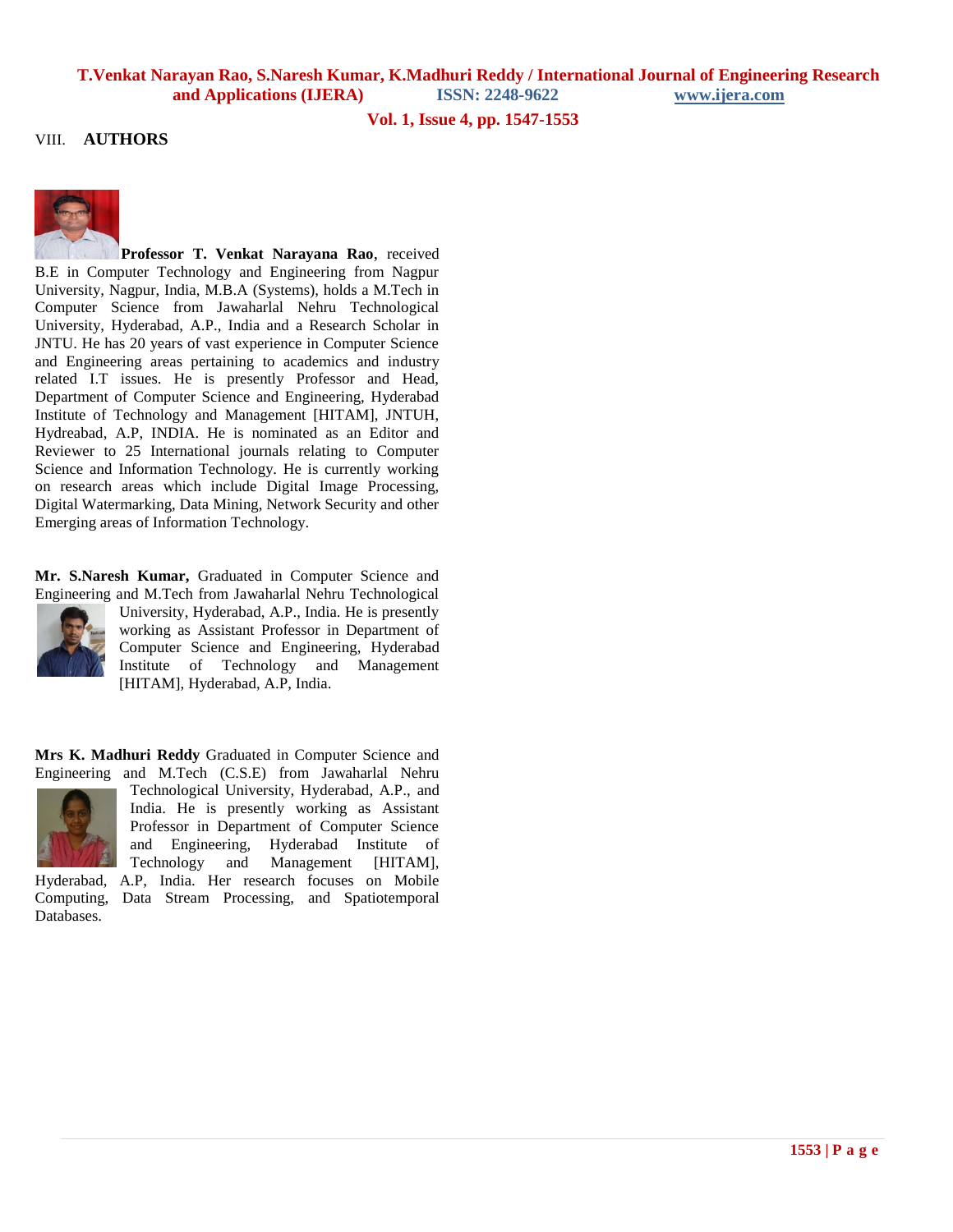## VIII. AUTHORS

**Professor T. Venkat Narayana Rao**, received B.E in Computer Technology and Engineering from Nagpur University, Nagpur, India, M.B.A (Systems), holds a M.Tech in Computer Science from Jawaharlal Nehru Technological University, Hyderabad, A.P., India and a Research Scholar in JNTU. He has 20 years of vast experience in Computer Science and Engineering areas pertaining to academics and industry related I.T issues. He is presently Professor and Head, Department of Computer Science and Engineering, Hyderabad Institute of Technology and Management [HITAM], JNTUH, Hydreabad, A.P, INDIA. He is nominated as an Editor and Reviewer to 25 International journals relating to Computer Science and Information Technology. He is currently working on research areas which include Digital Image Processing, Digital Watermarking, Data Mining, Network Security and other Emerging areas of Information Technology.

**Mr. S.Naresh Kumar,** Graduated in Computer Science and Engineering and M.Tech from Jawaharlal Nehru Technological University, Hyderabad, A.P., India. He is presently working as Assistant Professor in Department of Computer Science and Engineering, Hyderabad Institute of Technology and Management [HITAM], Hyderabad, A.P, India.

**Mrs K. Madhuri Reddy** Graduated in Computer Science and Engineering and M.Tech (C.S.E) from Jawaharlal Nehru Technological University, Hyderabad, A.P., and India. He is presently working as Assistant Professor in Department of Computer Science and Engineering, Hyderabad Institute of Technology and Management [HITAM], Hyderabad, A.P, India. Her research focuses on Mobile Computing, Data Stream Processing, and Spatiotemporal Databases.